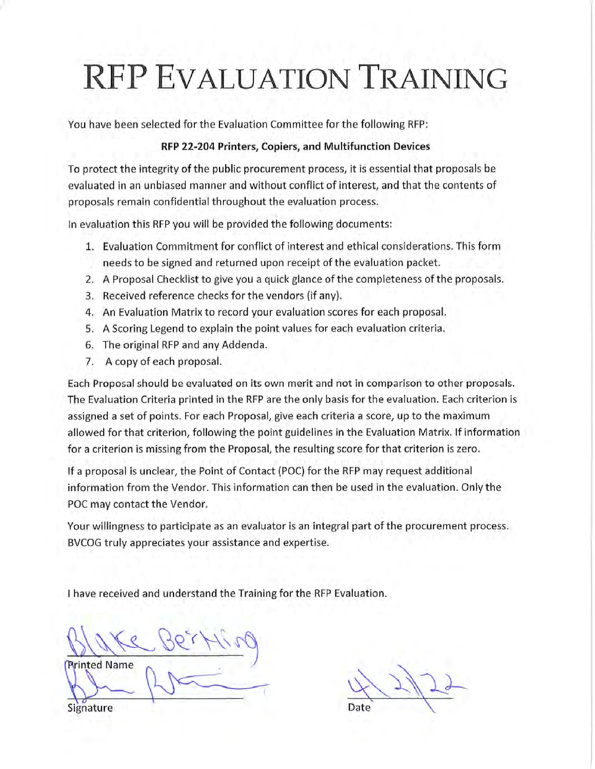# RFP EVALUATION TRAINING

You have been selected for the Evaluation Committee for the following RFP:

**RFP 22-204 Printers, Copiers, and Multifunction Devices**

To protect the integrity of the public procurement process, it is essential that proposals be evaluated in an unbiased manner and without conflict of interest, and that the contents of proposals remain confidential throughout the evaluation process.

In evaluation this RFP you will be provided the following documents:

1. Evaluation Commitment for conflict of interest and ethical considerations. This form needs to be signed and returned upon receipt of the evaluation packet.
2. A Proposal Checklist to give you a quick glance of the completeness of the proposals.
3. Received reference checks for the vendors (if any).
4. An Evaluation Matrix to record your evaluation scores for each proposal.
5. A Scoring Legend to explain the point values for each evaluation criteria.
6. The original RFP and any Addenda.
7. A copy of each proposal.

Each Proposal should be evaluated on its own merit and not in comparison to other proposals. The Evaluation Criteria printed in the RFP are the only basis for the evaluation. Each criterion is assigned a set of points. For each Proposal, give each criteria a score, up to the maximum allowed for that criterion, following the point guidelines in the Evaluation Matrix. If information for a criterion is missing from the Proposal, the resulting score for that criterion is zero.

If a proposal is unclear, the Point of Contact (POC) for the RFP may request additional information from the Vendor. This information can then be used in the evaluation. Only the POC may contact the Vendor.

Your willingness to participate as an evaluator is an integral part of the procurement process. BVCOG truly appreciates your assistance and expertise.

I have received and understand the Training for the RFP Evaluation.

Blake Berthing
Printed Name

[Signature]
Signature

4/21/22
Date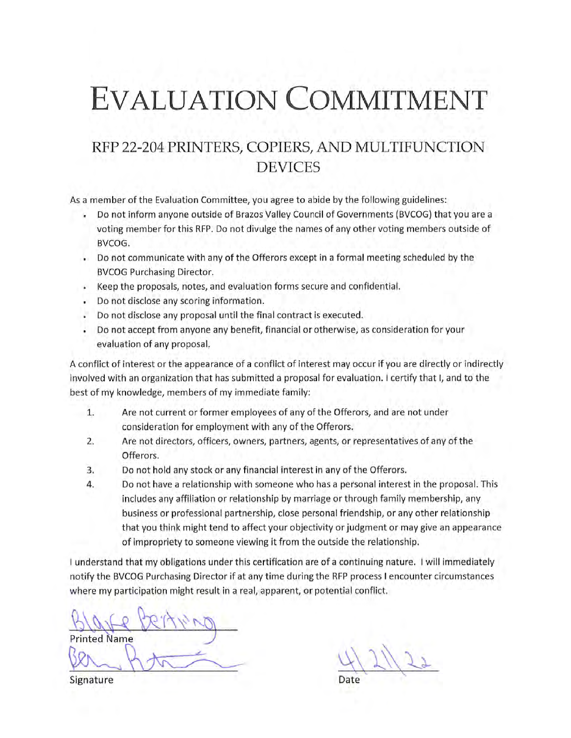# EVALUATION COMMITMENT

## RFP 22-204 PRINTERS, COPIERS, AND MULTIFUNCTION DEVICES

As a member of the Evaluation Committee, you agree to abide by the following guidelines:

- Do not inform anyone outside of Brazos Valley Council of Governments (BVCOG) that you are a voting member for this RFP. Do not divulge the names of any other voting members outside of BVCOG.
- Do not communicate with any of the Offerors except in a formal meeting scheduled by the BVCOG Purchasing Director.
- Keep the proposals, notes, and evaluation forms secure and confidential.
- Do not disclose any scoring information.
- Do not disclose any proposal until the final contract is executed.
- Do not accept from anyone any benefit, financial or otherwise, as consideration for your evaluation of any proposal.

A conflict of interest or the appearance of a conflict of interest may occur if you are directly or indirectly involved with an organization that has submitted a proposal for evaluation. I certify that I, and to the best of my knowledge, members of my immediate family:

1. Are not current or former employees of any of the Offerors, and are not under consideration for employment with any of the Offerors.
2. Are not directors, officers, owners, partners, agents, or representatives of any of the Offerors.
3. Do not hold any stock or any financial interest in any of the Offerors.
4. Do not have a relationship with someone who has a personal interest in the proposal. This includes any affiliation or relationship by marriage or through family membership, any business or professional partnership, close personal friendship, or any other relationship that you think might tend to affect your objectivity or judgment or may give an appearance of impropriety to someone viewing it from the outside the relationship.

I understand that my obligations under this certification are of a continuing nature. I will immediately notify the BVCOG Purchasing Director if at any time during the RFP process I encounter circumstances where my participation might result in a real, apparent, or potential conflict.

Blake Bertling
Printed Name

[Signature]
Signature

4/21/22
Date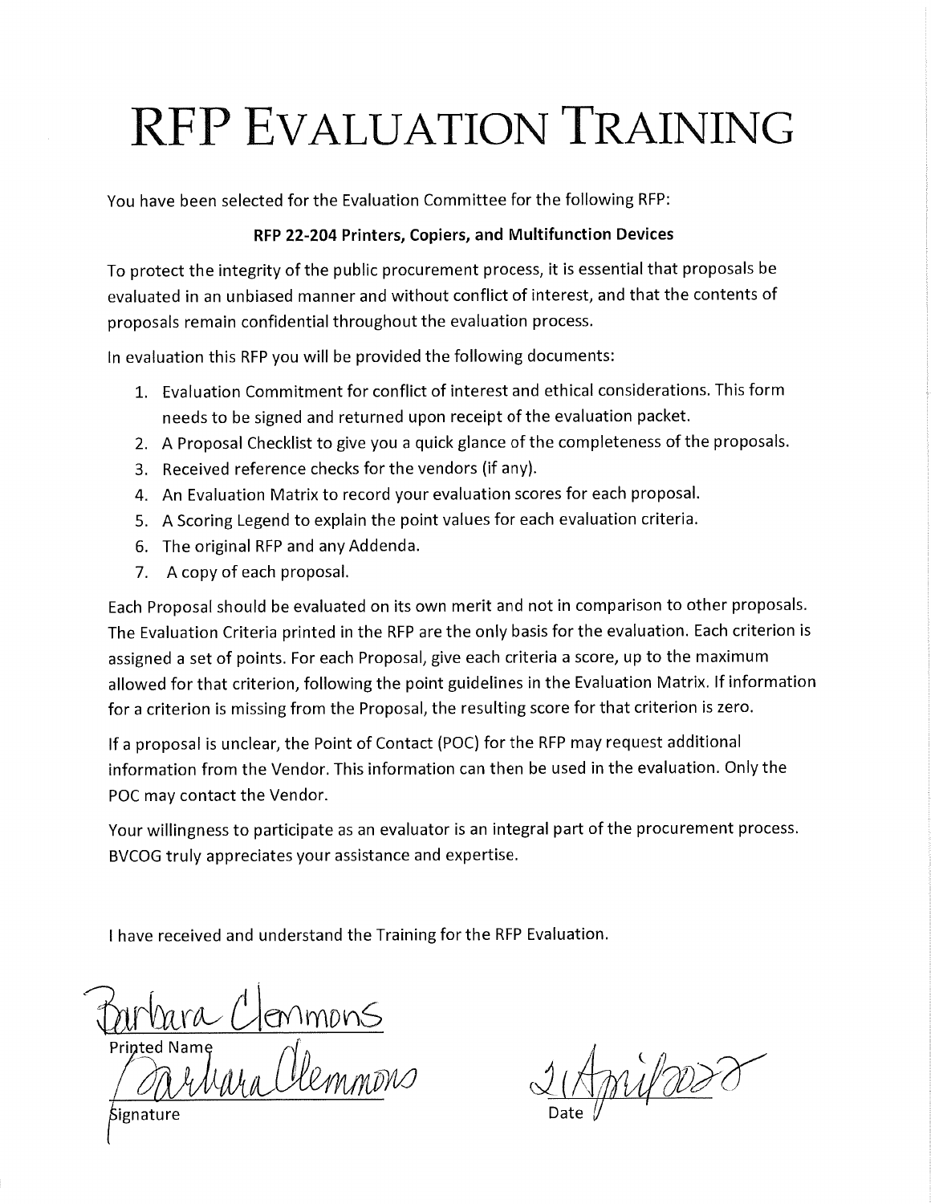# RFP Evaluation Training

You have been selected for the Evaluation Committee for the following RFP:

**RFP 22-204 Printers, Copiers, and Multifunction Devices**

To protect the integrity of the public procurement process, it is essential that proposals be evaluated in an unbiased manner and without conflict of interest, and that the contents of proposals remain confidential throughout the evaluation process.

In evaluation this RFP you will be provided the following documents:

1. Evaluation Commitment for conflict of interest and ethical considerations. This form needs to be signed and returned upon receipt of the evaluation packet.
2. A Proposal Checklist to give you a quick glance of the completeness of the proposals.
3. Received reference checks for the vendors (if any).
4. An Evaluation Matrix to record your evaluation scores for each proposal.
5. A Scoring Legend to explain the point values for each evaluation criteria.
6. The original RFP and any Addenda.
7. A copy of each proposal.

Each Proposal should be evaluated on its own merit and not in comparison to other proposals. The Evaluation Criteria printed in the RFP are the only basis for the evaluation. Each criterion is assigned a set of points. For each Proposal, give each criteria a score, up to the maximum allowed for that criterion, following the point guidelines in the Evaluation Matrix. If information for a criterion is missing from the Proposal, the resulting score for that criterion is zero.

If a proposal is unclear, the Point of Contact (POC) for the RFP may request additional information from the Vendor. This information can then be used in the evaluation. Only the POC may contact the Vendor.

Your willingness to participate as an evaluator is an integral part of the procurement process. BVCOG truly appreciates your assistance and expertise.

I have received and understand the Training for the RFP Evaluation.

Barbara Clemmons
Printed Name

Barbara Clemmons
Signature

21 April 2022
Date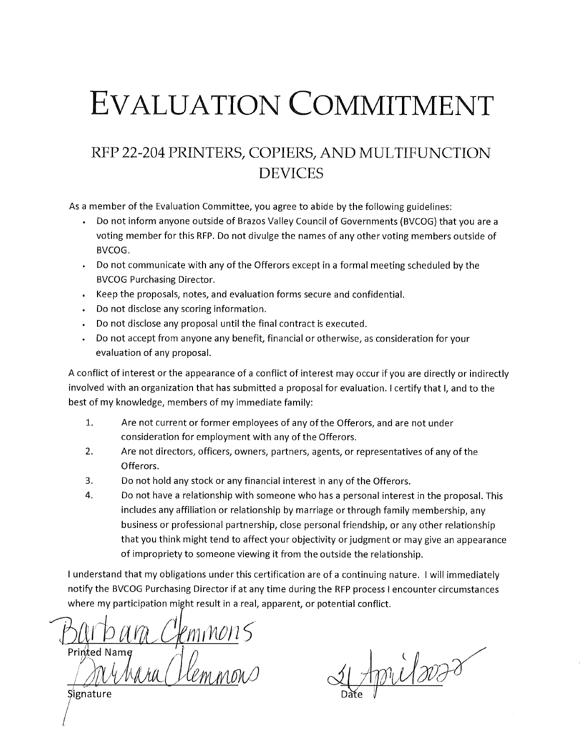# EVALUATION COMMITMENT

## RFP 22-204 PRINTERS, COPIERS, AND MULTIFUNCTION DEVICES

As a member of the Evaluation Committee, you agree to abide by the following guidelines:

- Do not inform anyone outside of Brazos Valley Council of Governments (BVCOG) that you are a voting member for this RFP. Do not divulge the names of any other voting members outside of BVCOG.
- Do not communicate with any of the Offerors except in a formal meeting scheduled by the BVCOG Purchasing Director.
- Keep the proposals, notes, and evaluation forms secure and confidential.
- Do not disclose any scoring information.
- Do not disclose any proposal until the final contract is executed.
- Do not accept from anyone any benefit, financial or otherwise, as consideration for your evaluation of any proposal.

A conflict of interest or the appearance of a conflict of interest may occur if you are directly or indirectly involved with an organization that has submitted a proposal for evaluation. I certify that I, and to the best of my knowledge, members of my immediate family:

1. Are not current or former employees of any of the Offerors, and are not under consideration for employment with any of the Offerors.
2. Are not directors, officers, owners, partners, agents, or representatives of any of the Offerors.
3. Do not hold any stock or any financial interest in any of the Offerors.
4. Do not have a relationship with someone who has a personal interest in the proposal. This includes any affiliation or relationship by marriage or through family membership, any business or professional partnership, close personal friendship, or any other relationship that you think might tend to affect your objectivity or judgment or may give an appearance of impropriety to someone viewing it from the outside the relationship.

I understand that my obligations under this certification are of a continuing nature. I will immediately notify the BVCOG Purchasing Director if at any time during the RFP process I encounter circumstances where my participation might result in a real, apparent, or potential conflict.

Barbara Clemmons
Printed Name

Barbara Clemmons
Signature

21 April 2022
Date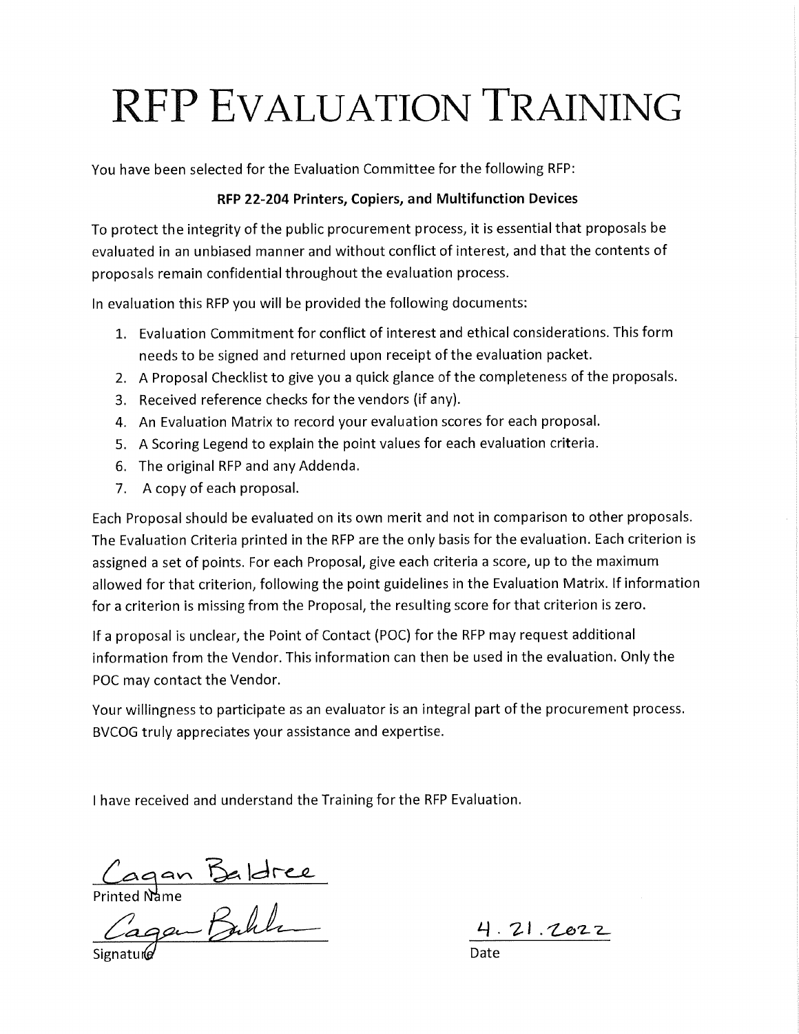# RFP EVALUATION TRAINING

You have been selected for the Evaluation Committee for the following RFP:

**RFP 22-204 Printers, Copiers, and Multifunction Devices**

To protect the integrity of the public procurement process, it is essential that proposals be evaluated in an unbiased manner and without conflict of interest, and that the contents of proposals remain confidential throughout the evaluation process.

In evaluation this RFP you will be provided the following documents:

1. Evaluation Commitment for conflict of interest and ethical considerations. This form needs to be signed and returned upon receipt of the evaluation packet.
2. A Proposal Checklist to give you a quick glance of the completeness of the proposals.
3. Received reference checks for the vendors (if any).
4. An Evaluation Matrix to record your evaluation scores for each proposal.
5. A Scoring Legend to explain the point values for each evaluation criteria.
6. The original RFP and any Addenda.
7. A copy of each proposal.

Each Proposal should be evaluated on its own merit and not in comparison to other proposals. The Evaluation Criteria printed in the RFP are the only basis for the evaluation. Each criterion is assigned a set of points. For each Proposal, give each criteria a score, up to the maximum allowed for that criterion, following the point guidelines in the Evaluation Matrix. If information for a criterion is missing from the Proposal, the resulting score for that criterion is zero.

If a proposal is unclear, the Point of Contact (POC) for the RFP may request additional information from the Vendor. This information can then be used in the evaluation. Only the POC may contact the Vendor.

Your willingness to participate as an evaluator is an integral part of the procurement process. BVCOG truly appreciates your assistance and expertise.

I have received and understand the Training for the RFP Evaluation.

Cagan Baldree
Printed Name

Cagan Baldree
Signature

4.21.2022
Date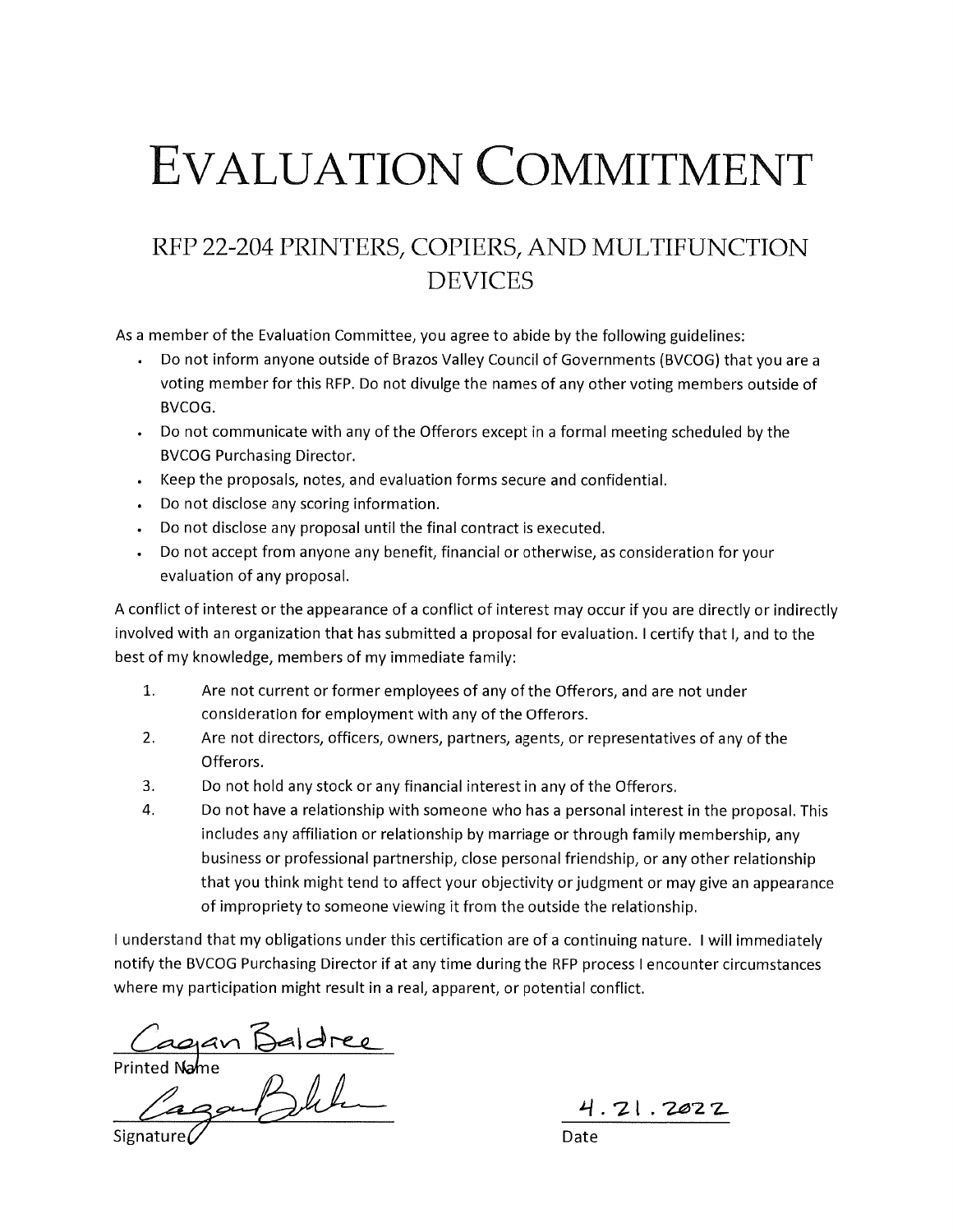# EVALUATION COMMITMENT

## RFP 22-204 PRINTERS, COPIERS, AND MULTIFUNCTION DEVICES

As a member of the Evaluation Committee, you agree to abide by the following guidelines:

- Do not inform anyone outside of Brazos Valley Council of Governments (BVCOG) that you are a voting member for this RFP. Do not divulge the names of any other voting members outside of BVCOG.
- Do not communicate with any of the Offerors except in a formal meeting scheduled by the BVCOG Purchasing Director.
- Keep the proposals, notes, and evaluation forms secure and confidential.
- Do not disclose any scoring information.
- Do not disclose any proposal until the final contract is executed.
- Do not accept from anyone any benefit, financial or otherwise, as consideration for your evaluation of any proposal.

A conflict of interest or the appearance of a conflict of interest may occur if you are directly or indirectly involved with an organization that has submitted a proposal for evaluation. I certify that I, and to the best of my knowledge, members of my immediate family:

1. Are not current or former employees of any of the Offerors, and are not under consideration for employment with any of the Offerors.
2. Are not directors, officers, owners, partners, agents, or representatives of any of the Offerors.
3. Do not hold any stock or any financial interest in any of the Offerors.
4. Do not have a relationship with someone who has a personal interest in the proposal. This includes any affiliation or relationship by marriage or through family membership, any business or professional partnership, close personal friendship, or any other relationship that you think might tend to affect your objectivity or judgment or may give an appearance of impropriety to someone viewing it from the outside the relationship.

I understand that my obligations under this certification are of a continuing nature. I will immediately notify the BVCOG Purchasing Director if at any time during the RFP process I encounter circumstances where my participation might result in a real, apparent, or potential conflict.

Cagan Baldree
Printed Name

[Signature]
Signature

4.21.2022
Date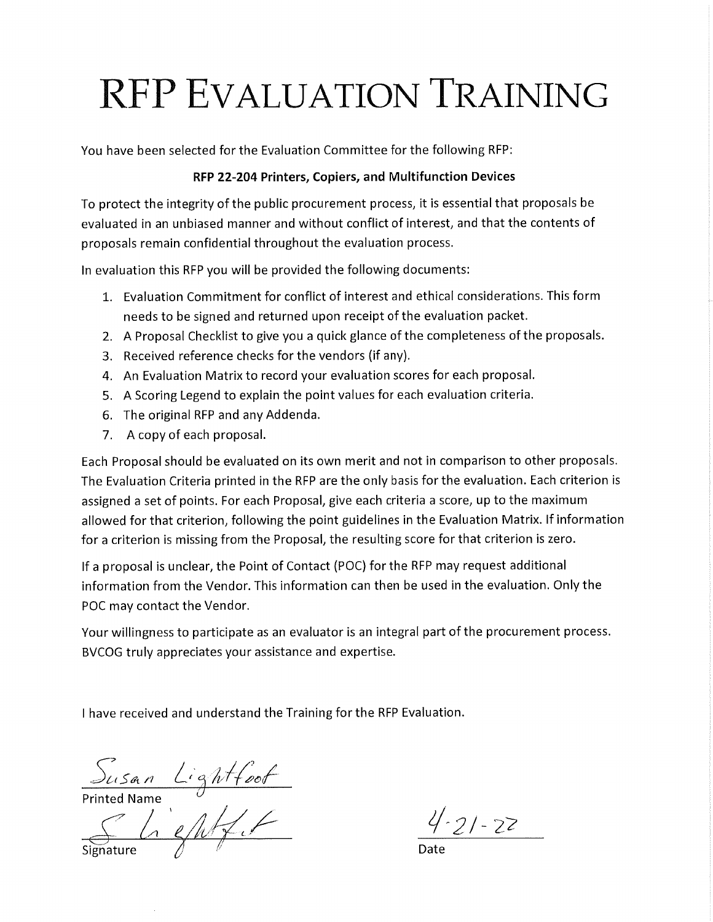# RFP EVALUATION TRAINING

You have been selected for the Evaluation Committee for the following RFP:

**RFP 22-204 Printers, Copiers, and Multifunction Devices**

To protect the integrity of the public procurement process, it is essential that proposals be evaluated in an unbiased manner and without conflict of interest, and that the contents of proposals remain confidential throughout the evaluation process.

In evaluation this RFP you will be provided the following documents:

1. Evaluation Commitment for conflict of interest and ethical considerations. This form needs to be signed and returned upon receipt of the evaluation packet.
2. A Proposal Checklist to give you a quick glance of the completeness of the proposals.
3. Received reference checks for the vendors (if any).
4. An Evaluation Matrix to record your evaluation scores for each proposal.
5. A Scoring Legend to explain the point values for each evaluation criteria.
6. The original RFP and any Addenda.
7. A copy of each proposal.

Each Proposal should be evaluated on its own merit and not in comparison to other proposals. The Evaluation Criteria printed in the RFP are the only basis for the evaluation. Each criterion is assigned a set of points. For each Proposal, give each criteria a score, up to the maximum allowed for that criterion, following the point guidelines in the Evaluation Matrix. If information for a criterion is missing from the Proposal, the resulting score for that criterion is zero.

If a proposal is unclear, the Point of Contact (POC) for the RFP may request additional information from the Vendor. This information can then be used in the evaluation. Only the POC may contact the Vendor.

Your willingness to participate as an evaluator is an integral part of the procurement process. BVCOG truly appreciates your assistance and expertise.

I have received and understand the Training for the RFP Evaluation.

Susan Lightfoot
Printed Name

S. Lightfoot
Signature

4-21-22
Date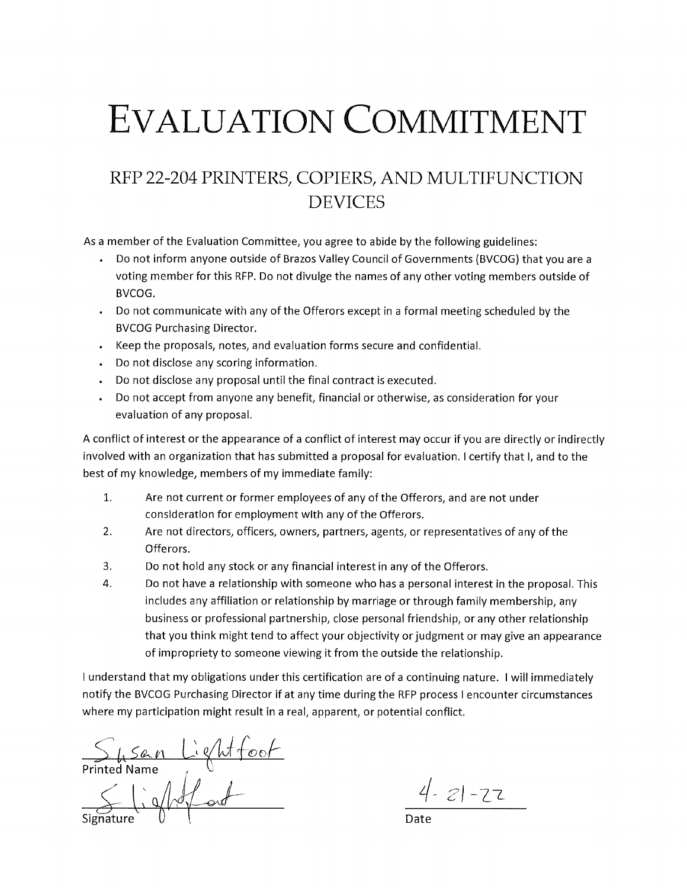# EVALUATION COMMITMENT

## RFP 22-204 PRINTERS, COPIERS, AND MULTIFUNCTION DEVICES

As a member of the Evaluation Committee, you agree to abide by the following guidelines:

- Do not inform anyone outside of Brazos Valley Council of Governments (BVCOG) that you are a voting member for this RFP. Do not divulge the names of any other voting members outside of BVCOG.
- Do not communicate with any of the Offerors except in a formal meeting scheduled by the BVCOG Purchasing Director.
- Keep the proposals, notes, and evaluation forms secure and confidential.
- Do not disclose any scoring information.
- Do not disclose any proposal until the final contract is executed.
- Do not accept from anyone any benefit, financial or otherwise, as consideration for your evaluation of any proposal.

A conflict of interest or the appearance of a conflict of interest may occur if you are directly or indirectly involved with an organization that has submitted a proposal for evaluation. I certify that I, and to the best of my knowledge, members of my immediate family:

1. Are not current or former employees of any of the Offerors, and are not under consideration for employment with any of the Offerors.
2. Are not directors, officers, owners, partners, agents, or representatives of any of the Offerors.
3. Do not hold any stock or any financial interest in any of the Offerors.
4. Do not have a relationship with someone who has a personal interest in the proposal. This includes any affiliation or relationship by marriage or through family membership, any business or professional partnership, close personal friendship, or any other relationship that you think might tend to affect your objectivity or judgment or may give an appearance of impropriety to someone viewing it from the outside the relationship.

I understand that my obligations under this certification are of a continuing nature. I will immediately notify the BVCOG Purchasing Director if at any time during the RFP process I encounter circumstances where my participation might result in a real, apparent, or potential conflict.

Susan Lightfoot
Printed Name

S Lightfoot
Signature

4-21-22
Date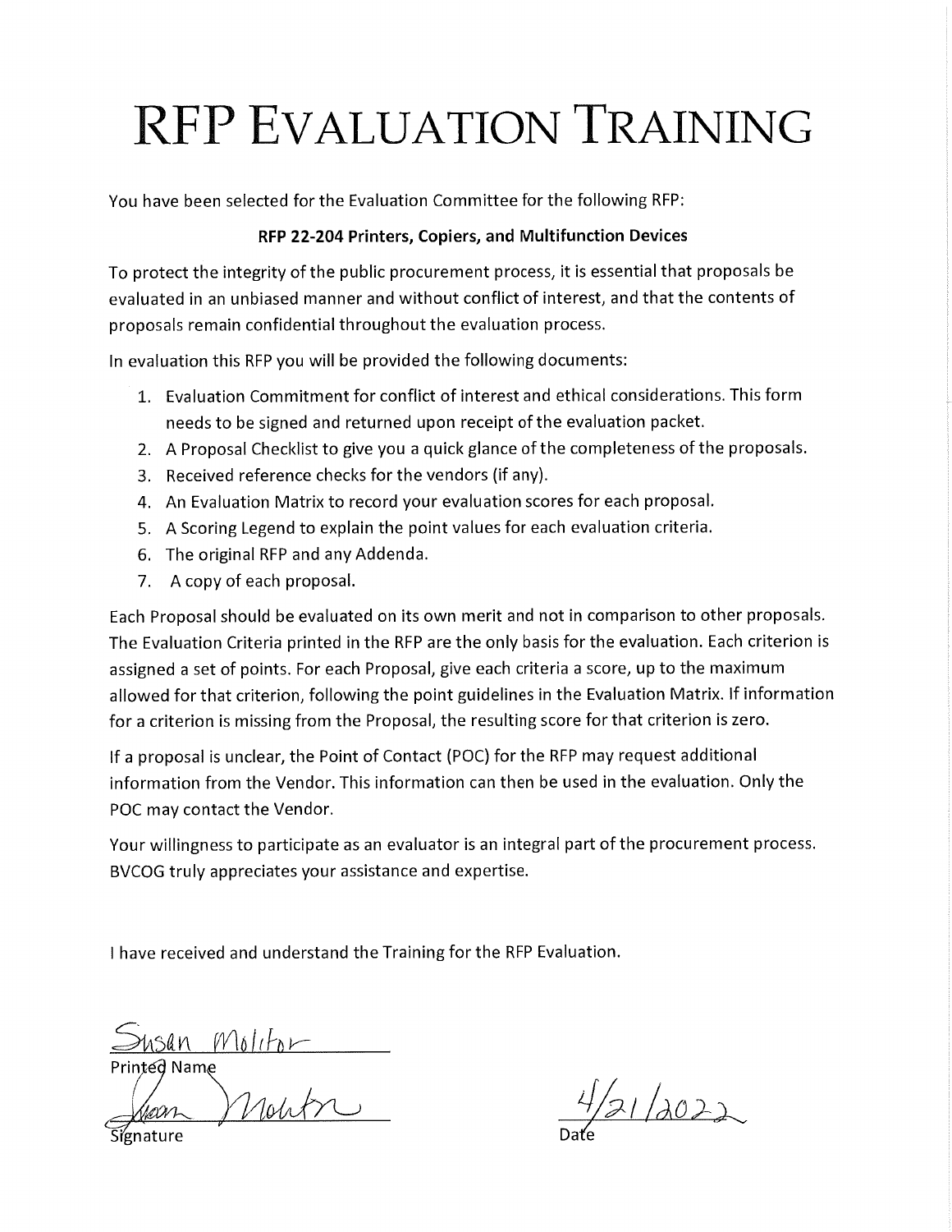# RFP Evaluation Training

You have been selected for the Evaluation Committee for the following RFP:

**RFP 22-204 Printers, Copiers, and Multifunction Devices**

To protect the integrity of the public procurement process, it is essential that proposals be evaluated in an unbiased manner and without conflict of interest, and that the contents of proposals remain confidential throughout the evaluation process.

In evaluation this RFP you will be provided the following documents:

1. Evaluation Commitment for conflict of interest and ethical considerations. This form needs to be signed and returned upon receipt of the evaluation packet.
2. A Proposal Checklist to give you a quick glance of the completeness of the proposals.
3. Received reference checks for the vendors (if any).
4. An Evaluation Matrix to record your evaluation scores for each proposal.
5. A Scoring Legend to explain the point values for each evaluation criteria.
6. The original RFP and any Addenda.
7. A copy of each proposal.

Each Proposal should be evaluated on its own merit and not in comparison to other proposals. The Evaluation Criteria printed in the RFP are the only basis for the evaluation. Each criterion is assigned a set of points. For each Proposal, give each criteria a score, up to the maximum allowed for that criterion, following the point guidelines in the Evaluation Matrix. If information for a criterion is missing from the Proposal, the resulting score for that criterion is zero.

If a proposal is unclear, the Point of Contact (POC) for the RFP may request additional information from the Vendor. This information can then be used in the evaluation. Only the POC may contact the Vendor.

Your willingness to participate as an evaluator is an integral part of the procurement process. BVCOG truly appreciates your assistance and expertise.

I have received and understand the Training for the RFP Evaluation.

Susan Moltor
Printed Name

Susan Moltor
Signature

4/21/2022
Date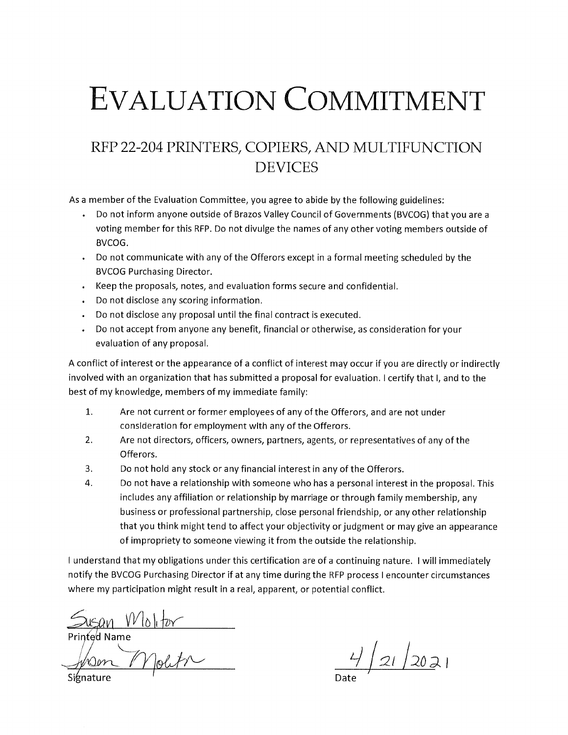# EVALUATION COMMITMENT

## RFP 22-204 PRINTERS, COPIERS, AND MULTIFUNCTION DEVICES

As a member of the Evaluation Committee, you agree to abide by the following guidelines:

- Do not inform anyone outside of Brazos Valley Council of Governments (BVCOG) that you are a voting member for this RFP. Do not divulge the names of any other voting members outside of BVCOG.
- Do not communicate with any of the Offerors except in a formal meeting scheduled by the BVCOG Purchasing Director.
- Keep the proposals, notes, and evaluation forms secure and confidential.
- Do not disclose any scoring information.
- Do not disclose any proposal until the final contract is executed.
- Do not accept from anyone any benefit, financial or otherwise, as consideration for your evaluation of any proposal.

A conflict of interest or the appearance of a conflict of interest may occur if you are directly or indirectly involved with an organization that has submitted a proposal for evaluation. I certify that I, and to the best of my knowledge, members of my immediate family:

1. Are not current or former employees of any of the Offerors, and are not under consideration for employment with any of the Offerors.
2. Are not directors, officers, owners, partners, agents, or representatives of any of the Offerors.
3. Do not hold any stock or any financial interest in any of the Offerors.
4. Do not have a relationship with someone who has a personal interest in the proposal. This includes any affiliation or relationship by marriage or through family membership, any business or professional partnership, close personal friendship, or any other relationship that you think might tend to affect your objectivity or judgment or may give an appearance of impropriety to someone viewing it from the outside the relationship.

I understand that my obligations under this certification are of a continuing nature. I will immediately notify the BVCOG Purchasing Director if at any time during the RFP process I encounter circumstances where my participation might result in a real, apparent, or potential conflict.

Susan Molitor
Printed Name

[Signature]
Signature

4/21/2021
Date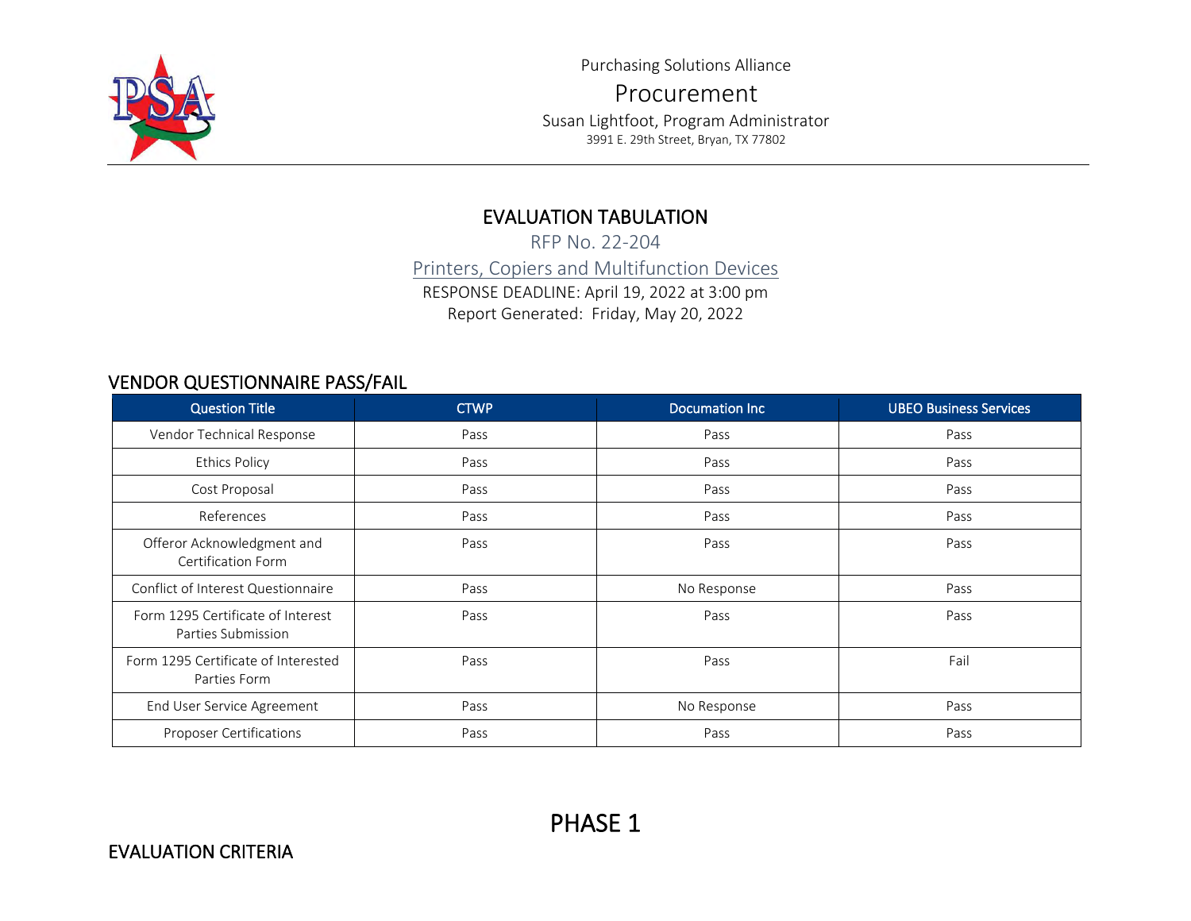Purchasing Solutions Alliance

Procurement

Susan Lightfoot, Program Administrator

3991 E. 29th Street, Bryan, TX 77802

# EVALUATION TABULATION

RFP No. 22-204

Printers, Copiers and Multifunction Devices

RESPONSE DEADLINE: April 19, 2022 at 3:00 pm

Report Generated: Friday, May 20, 2022

## VENDOR QUESTIONNAIRE PASS/FAIL

| Question Title | CTWP | Documation Inc | UBEO Business Services |
|---|---|---|---|
| Vendor Technical Response | Pass | Pass | Pass |
| Ethics Policy | Pass | Pass | Pass |
| Cost Proposal | Pass | Pass | Pass |
| References | Pass | Pass | Pass |
| Offeror Acknowledgment and Certification Form | Pass | Pass | Pass |
| Conflict of Interest Questionnaire | Pass | No Response | Pass |
| Form 1295 Certificate of Interest Parties Submission | Pass | Pass | Pass |
| Form 1295 Certificate of Interested Parties Form | Pass | Pass | Fail |
| End User Service Agreement | Pass | No Response | Pass |
| Proposer Certifications | Pass | Pass | Pass |

# PHASE 1

## EVALUATION CRITERIA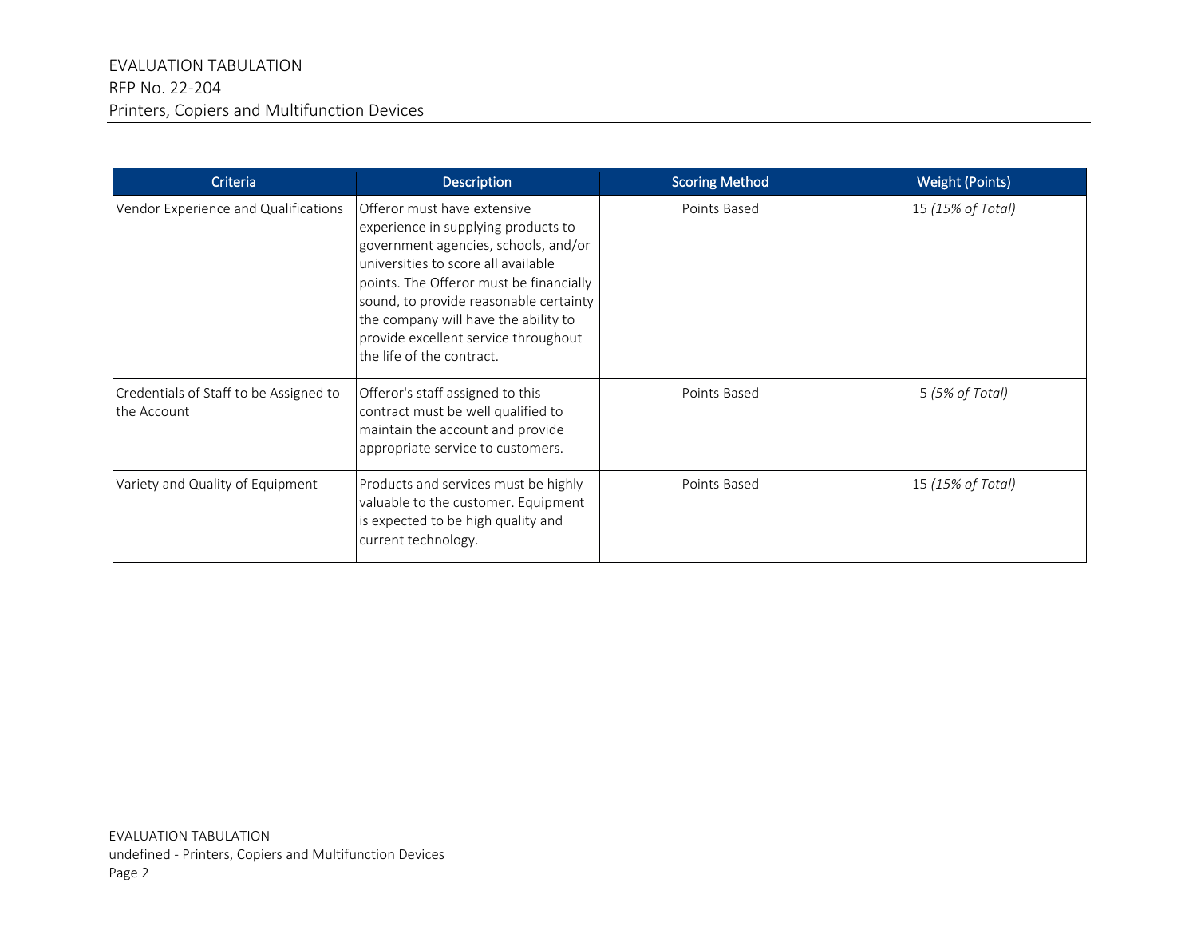| Criteria | Description | Scoring Method | Weight (Points) |
|---|---|---|---|
| Vendor Experience and Qualifications | Offeror must have extensive experience in supplying products to government agencies, schools, and/or universities to score all available points. The Offeror must be financially sound, to provide reasonable certainty the company will have the ability to provide excellent service throughout the life of the contract. | Points Based | 15 *(15% of Total)* |
| Credentials of Staff to be Assigned to the Account | Offeror's staff assigned to this contract must be well qualified to maintain the account and provide appropriate service to customers. | Points Based | 5 *(5% of Total)* |
| Variety and Quality of Equipment | Products and services must be highly valuable to the customer. Equipment is expected to be high quality and current technology. | Points Based | 15 *(15% of Total)* |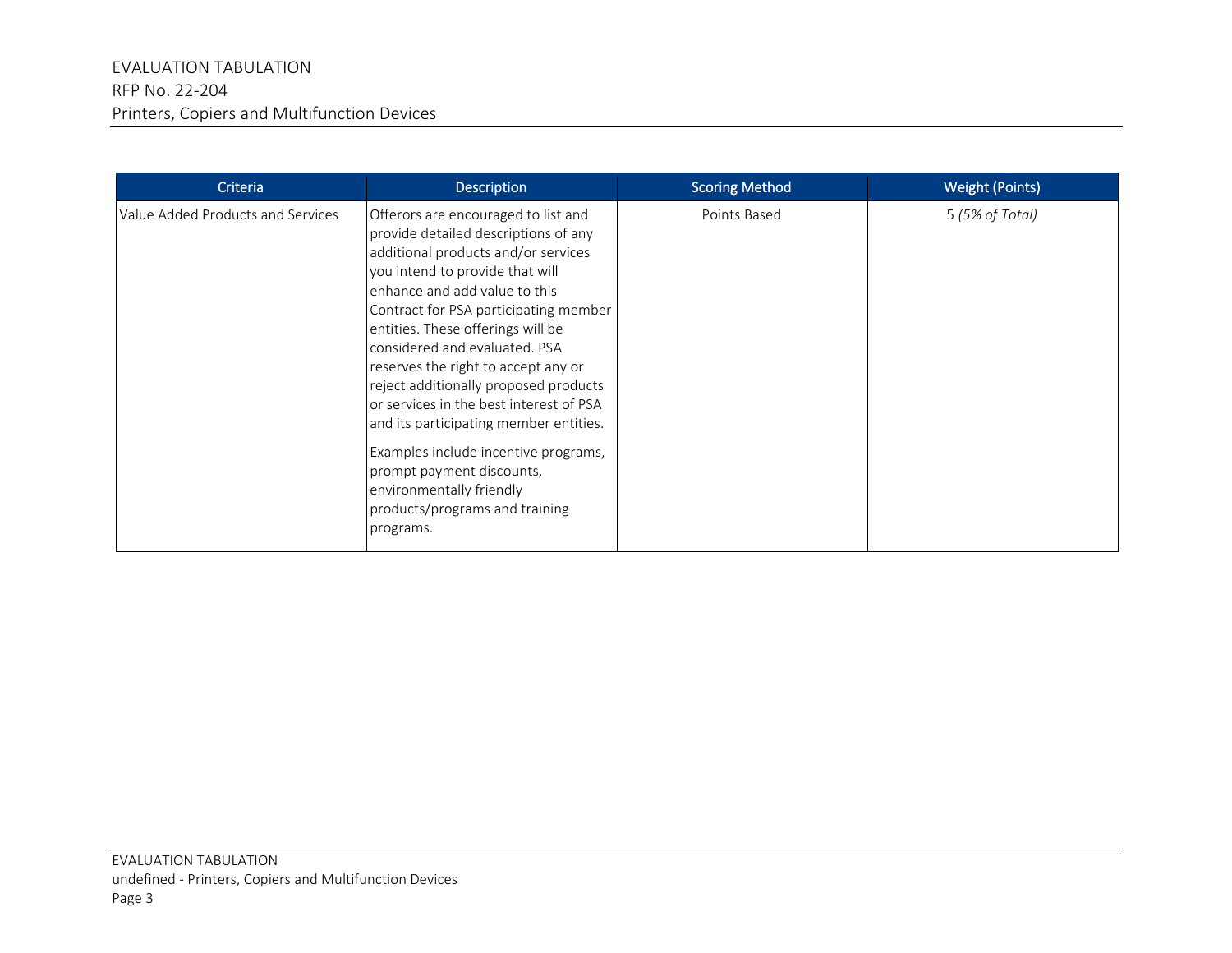| Criteria | Description | Scoring Method | Weight (Points) |
| --- | --- | --- | --- |
| Value Added Products and Services | Offerors are encouraged to list and provide detailed descriptions of any additional products and/or services you intend to provide that will enhance and add value to this Contract for PSA participating member entities. These offerings will be considered and evaluated. PSA reserves the right to accept any or reject additionally proposed products or services in the best interest of PSA and its participating member entities.<br><br>Examples include incentive programs, prompt payment discounts, environmentally friendly products/programs and training programs. | Points Based | 5 *(5% of Total)* |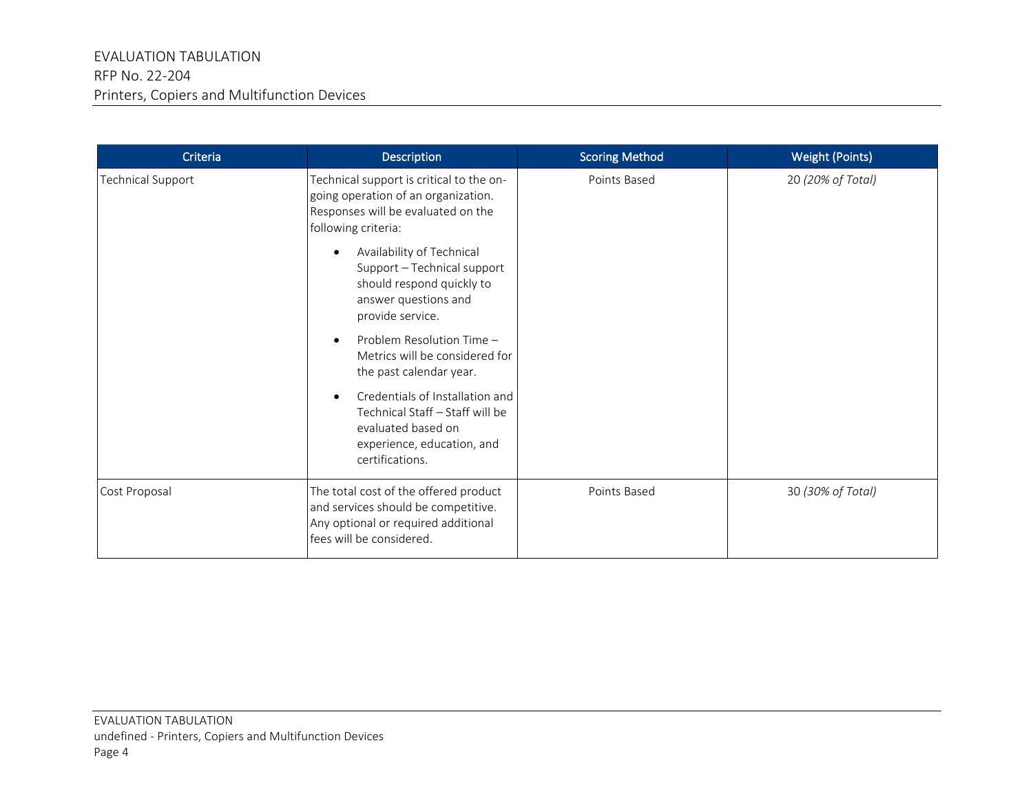| Criteria | Description | Scoring Method | Weight (Points) |
| --- | --- | --- | --- |
| Technical Support | Technical support is critical to the on-going operation of an organization. Responses will be evaluated on the following criteria:<br>• Availability of Technical Support – Technical support should respond quickly to answer questions and provide service.<br>• Problem Resolution Time – Metrics will be considered for the past calendar year.<br>• Credentials of Installation and Technical Staff – Staff will be evaluated based on experience, education, and certifications. | Points Based | 20 *(20% of Total)* |
| Cost Proposal | The total cost of the offered product and services should be competitive. Any optional or required additional fees will be considered. | Points Based | 30 *(30% of Total)* |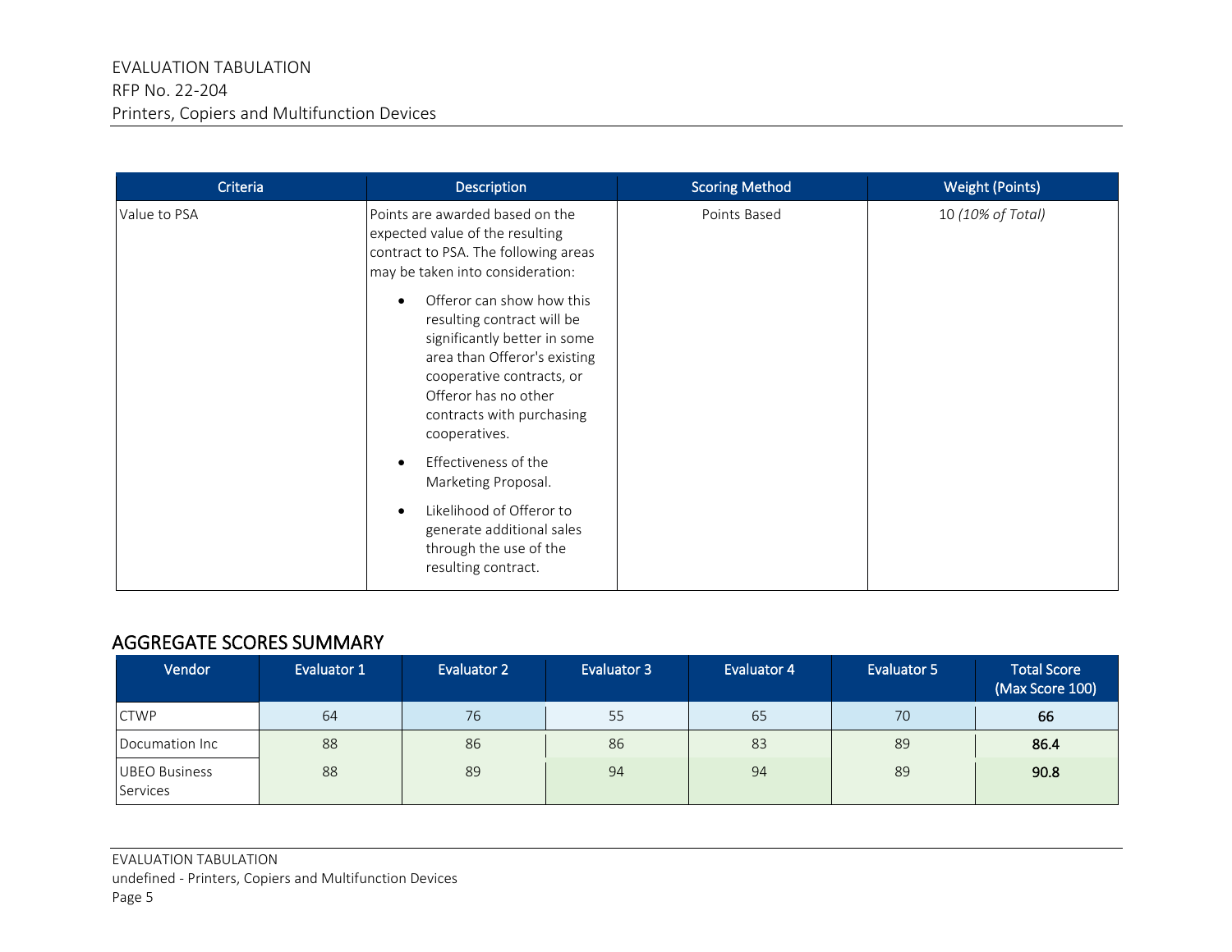| Criteria | Description | Scoring Method | Weight (Points) |
|---|---|---|---|
| Value to PSA | Points are awarded based on the expected value of the resulting contract to PSA. The following areas may be taken into consideration:<br>• Offeror can show how this resulting contract will be significantly better in some area than Offeror's existing cooperative contracts, or Offeror has no other contracts with purchasing cooperatives.<br>• Effectiveness of the Marketing Proposal.<br>• Likelihood of Offeror to generate additional sales through the use of the resulting contract. | Points Based | 10 *(10% of Total)* |

## AGGREGATE SCORES SUMMARY

| Vendor | Evaluator 1 | Evaluator 2 | Evaluator 3 | Evaluator 4 | Evaluator 5 | Total Score (Max Score 100) |
|---|---|---|---|---|---|---|
| CTWP | 64 | 76 | 55 | 65 | 70 | **66** |
| Documation Inc | 88 | 86 | 86 | 83 | 89 | **86.4** |
| UBEO Business Services | 88 | 89 | 94 | 94 | 89 | **90.8** |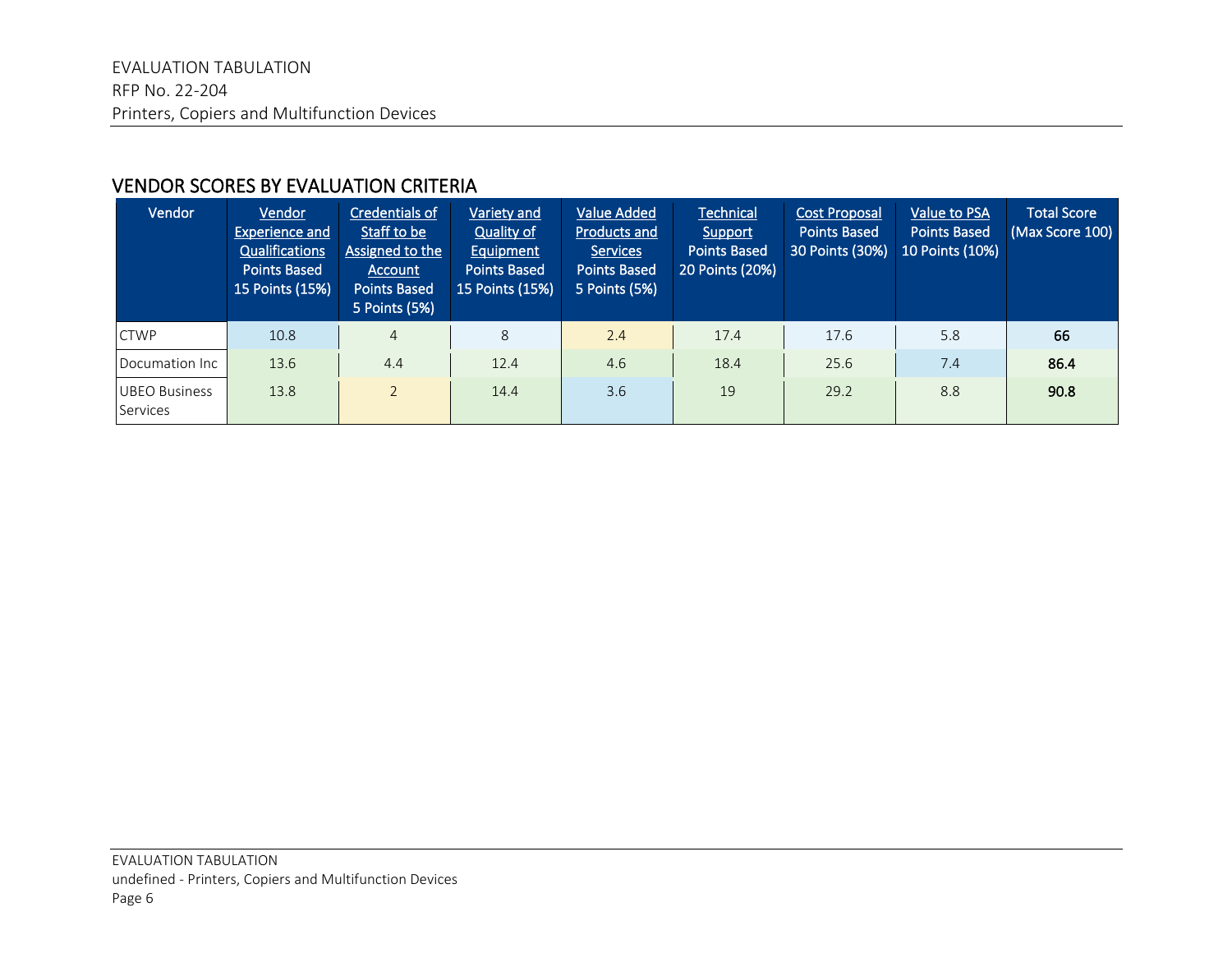## VENDOR SCORES BY EVALUATION CRITERIA

| Vendor | Vendor Experience and Qualifications Points Based 15 Points (15%) | Credentials of Staff to be Assigned to the Account Points Based 5 Points (5%) | Variety and Quality of Equipment Points Based 15 Points (15%) | Value Added Products and Services Points Based 5 Points (5%) | Technical Support Points Based 20 Points (20%) | Cost Proposal Points Based 30 Points (30%) | Value to PSA Points Based 10 Points (10%) | Total Score (Max Score 100) |
|---|---|---|---|---|---|---|---|---|
| CTWP | 10.8 | 4 | 8 | 2.4 | 17.4 | 17.6 | 5.8 | **66** |
| Documation Inc | 13.6 | 4.4 | 12.4 | 4.6 | 18.4 | 25.6 | 7.4 | **86.4** |
| UBEO Business Services | 13.8 | 2 | 14.4 | 3.6 | 19 | 29.2 | 8.8 | **90.8** |